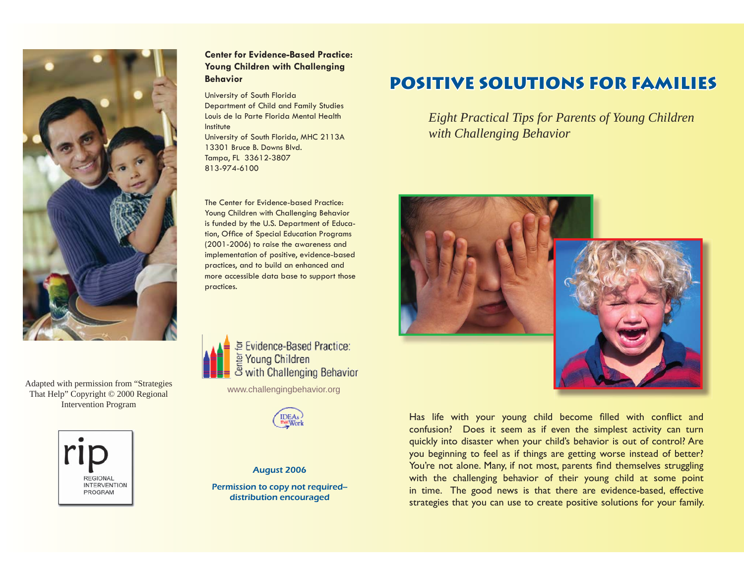Adapted with permission from "Strategies That Help" Copyright © 2000 Regional Intervention Program

rip
REGIONAL
INTERVENTION
PROGRAM

**Center for Evidence-Based Practice: Young Children with Challenging Behavior**

University of South Florida
Department of Child and Family Studies
Louis de la Parte Florida Mental Health Institute
University of South Florida, MHC 2113A
13301 Bruce B. Downs Blvd.
Tampa, FL 33612-3807
813-974-6100

The Center for Evidence-based Practice: Young Children with Challenging Behavior is funded by the U.S. Department of Education, Office of Special Education Programs (2001-2006) to raise the awareness and implementation of positive, evidence-based practices, and to build an enhanced and more accessible data base to support those practices.

Center for Evidence-Based Practice: Young Children with Challenging Behavior

www.challengingbehavior.org

IDEAs that Work

*August 2006*

*Permission to copy not required– distribution encouraged*

# POSITIVE SOLUTIONS FOR FAMILIES

*Eight Practical Tips for Parents of Young Children with Challenging Behavior*

Has life with your young child become filled with conflict and confusion? Does it seem as if even the simplest activity can turn quickly into disaster when your child's behavior is out of control? Are you beginning to feel as if things are getting worse instead of better? You're not alone. Many, if not most, parents find themselves struggling with the challenging behavior of their young child at some point in time. The good news is that there are evidence-based, effective strategies that you can use to create positive solutions for your family.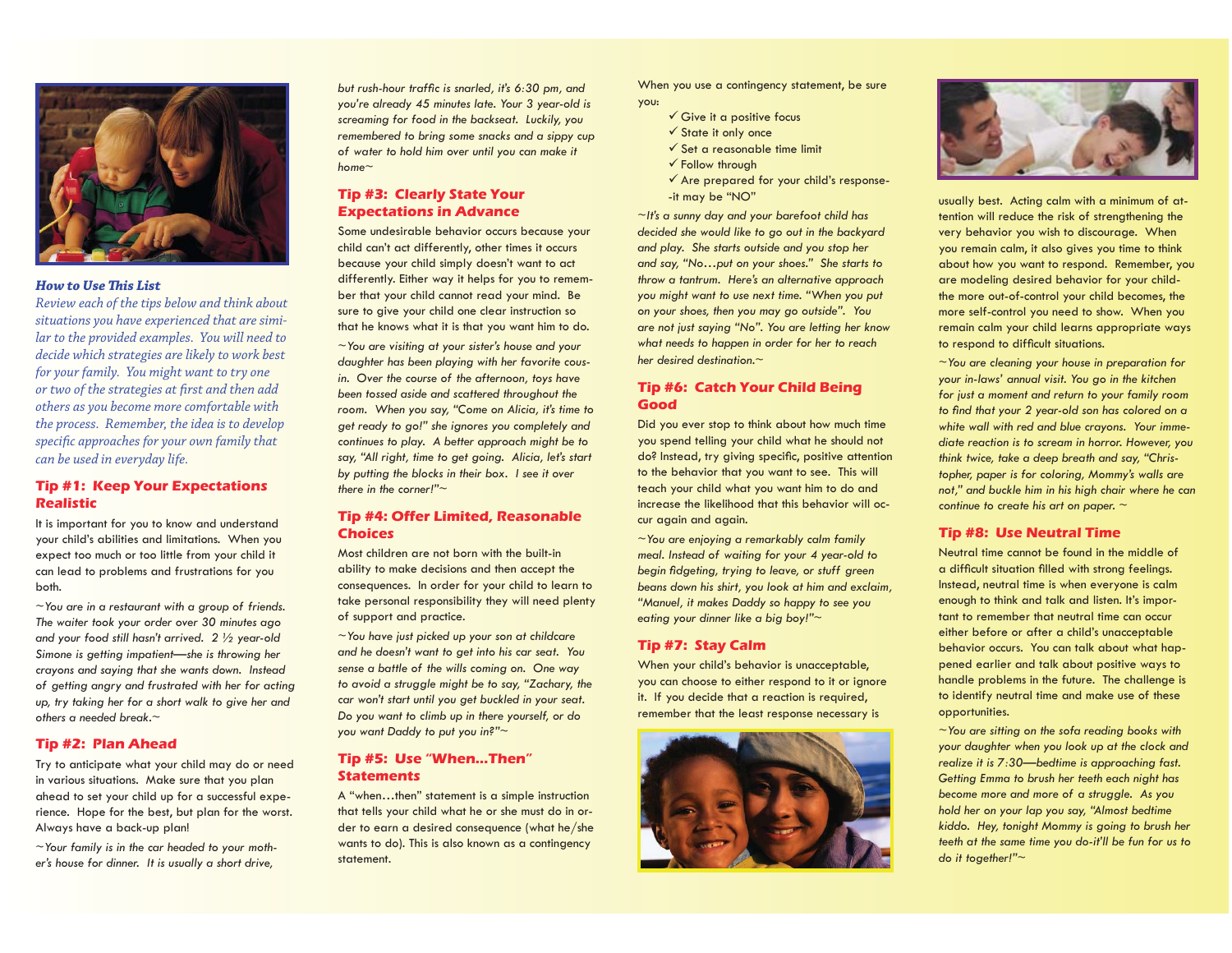### *How to Use This List*

*Review each of the tips below and think about situations you have experienced that are similar to the provided examples. You will need to decide which strategies are likely to work best for your family. You might want to try one or two of the strategies at first and then add others as you become more comfortable with the process. Remember, the idea is to develop specific approaches for your own family that can be used in everyday life.*

## Tip #1: Keep Your Expectations Realistic

It is important for you to know and understand your child's abilities and limitations. When you expect too much or too little from your child it can lead to problems and frustrations for you both.

*~You are in a restaurant with a group of friends. The waiter took your order over 30 minutes ago and your food still hasn't arrived. 2 ½ year-old Simone is getting impatient—she is throwing her crayons and saying that she wants down. Instead of getting angry and frustrated with her for acting up, try taking her for a short walk to give her and others a needed break.~*

## Tip #2: Plan Ahead

Try to anticipate what your child may do or need in various situations. Make sure that you plan ahead to set your child up for a successful experience. Hope for the best, but plan for the worst. Always have a back-up plan!

*~Your family is in the car headed to your mother's house for dinner. It is usually a short drive, but rush-hour traffic is snarled, it's 6:30 pm, and you're already 45 minutes late. Your 3 year-old is screaming for food in the backseat. Luckily, you remembered to bring some snacks and a sippy cup of water to hold him over until you can make it home~*

## Tip #3: Clearly State Your Expectations in Advance

Some undesirable behavior occurs because your child can't act differently, other times it occurs because your child simply doesn't want to act differently. Either way it helps for you to remember that your child cannot read your mind. Be sure to give your child one clear instruction so that he knows what it is that you want him to do.

*~You are visiting at your sister's house and your daughter has been playing with her favorite cousin. Over the course of the afternoon, toys have been tossed aside and scattered throughout the room. When you say, "Come on Alicia, it's time to get ready to go!" she ignores you completely and continues to play. A better approach might be to say, "All right, time to get going. Alicia, let's start by putting the blocks in their box. I see it over there in the corner!"~*

## Tip #4: Offer Limited, Reasonable Choices

Most children are not born with the built-in ability to make decisions and then accept the consequences. In order for your child to learn to take personal responsibility they will need plenty of support and practice.

*~You have just picked up your son at childcare and he doesn't want to get into his car seat. You sense a battle of the wills coming on. One way to avoid a struggle might be to say, "Zachary, the car won't start until you get buckled in your seat. Do you want to climb up in there yourself, or do you want Daddy to put you in?"~*

## Tip #5: Use "When…Then" Statements

A "when…then" statement is a simple instruction that tells your child what he or she must do in order to earn a desired consequence (what he/she wants to do). This is also known as a contingency statement.

When you use a contingency statement, be sure you:

- ✓ Give it a positive focus
- ✓ State it only once
- ✓ Set a reasonable time limit
- ✓ Follow through
- ✓ Are prepared for your child's response--it may be "NO"

*~It's a sunny day and your barefoot child has decided she would like to go out in the backyard and play. She starts outside and you stop her and say, "No…put on your shoes." She starts to throw a tantrum. Here's an alternative approach you might want to use next time. "When you put on your shoes, then you may go outside". You are not just saying "No". You are letting her know what needs to happen in order for her to reach her desired destination.~*

## Tip #6: Catch Your Child Being Good

Did you ever stop to think about how much time you spend telling your child what he should not do? Instead, try giving specific, positive attention to the behavior that you want to see. This will teach your child what you want him to do and increase the likelihood that this behavior will occur again and again.

*~You are enjoying a remarkably calm family meal. Instead of waiting for your 4 year-old to begin fidgeting, trying to leave, or stuff green beans down his shirt, you look at him and exclaim, "Manuel, it makes Daddy so happy to see you eating your dinner like a big boy!"~*

## Tip #7: Stay Calm

When your child's behavior is unacceptable, you can choose to either respond to it or ignore it. If you decide that a reaction is required, remember that the least response necessary is usually best. Acting calm with a minimum of attention will reduce the risk of strengthening the very behavior you wish to discourage. When you remain calm, it also gives you time to think about how you want to respond. Remember, you are modeling desired behavior for your child-the more out-of-control your child becomes, the more self-control you need to show. When you remain calm your child learns appropriate ways to respond to difficult situations.

*~You are cleaning your house in preparation for your in-laws' annual visit. You go in the kitchen for just a moment and return to your family room to find that your 2 year-old son has colored on a white wall with red and blue crayons. Your immediate reaction is to scream in horror. However, you think twice, take a deep breath and say, "Christopher, paper is for coloring, Mommy's walls are not," and buckle him in his high chair where he can continue to create his art on paper. ~*

## Tip #8: Use Neutral Time

Neutral time cannot be found in the middle of a difficult situation filled with strong feelings. Instead, neutral time is when everyone is calm enough to think and talk and listen. It's important to remember that neutral time can occur either before or after a child's unacceptable behavior occurs. You can talk about what happened earlier and talk about positive ways to handle problems in the future. The challenge is to identify neutral time and make use of these opportunities.

*~You are sitting on the sofa reading books with your daughter when you look up at the clock and realize it is 7:30—bedtime is approaching fast. Getting Emma to brush her teeth each night has become more and more of a struggle. As you hold her on your lap you say, "Almost bedtime kiddo. Hey, tonight Mommy is going to brush her teeth at the same time you do-it'll be fun for us to do it together!"~*